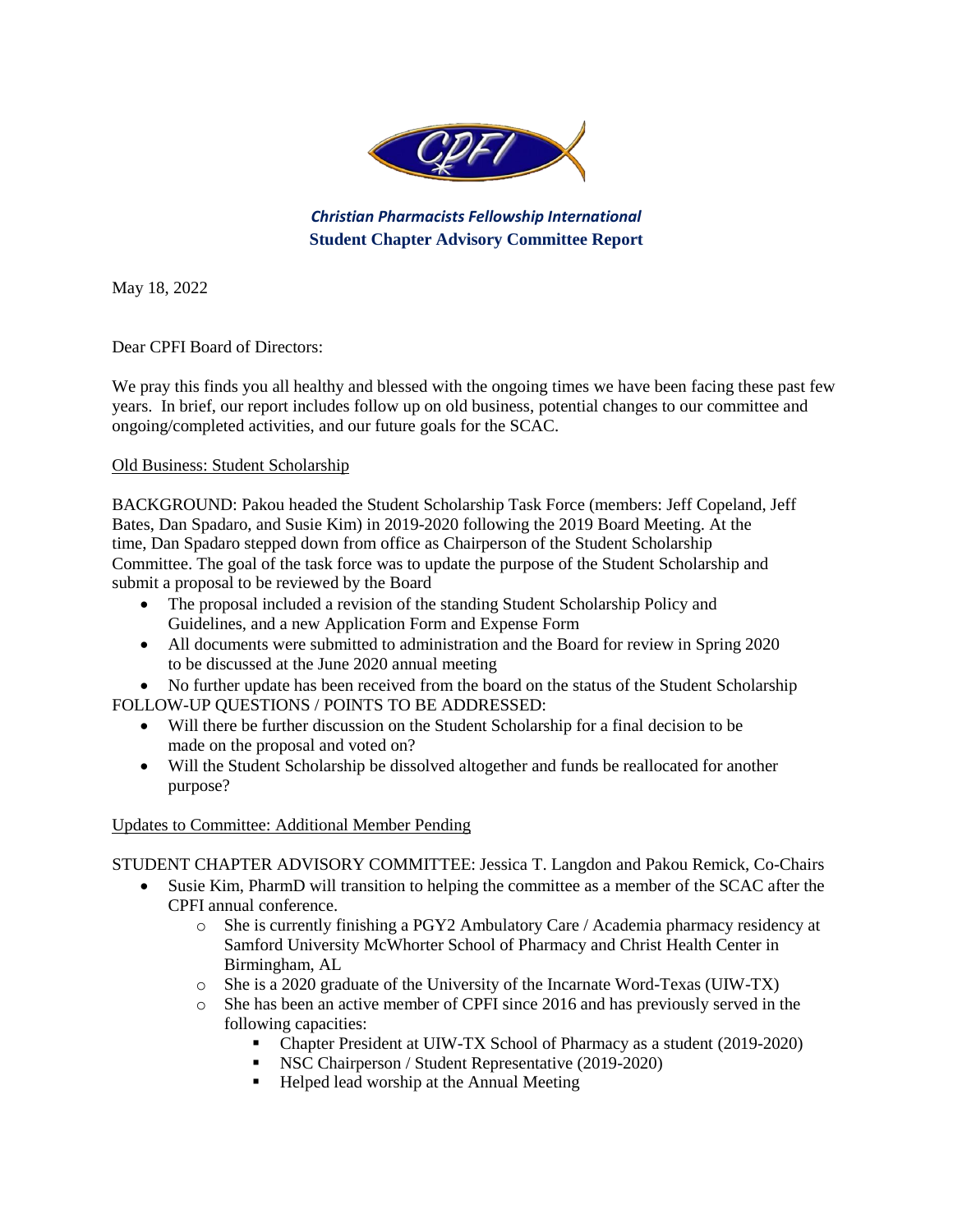*Christian Pharmacists Fellowship International*

**Student Chapter Advisory Committee Report**

May 18, 2022

Dear CPFI Board of Directors:

We pray this finds you all healthy and blessed with the ongoing times we have been facing these past few years. In brief, our report includes follow up on old business, potential changes to our committee and ongoing/completed activities, and our future goals for the SCAC.

Old Business: Student Scholarship

BACKGROUND: Pakou headed the Student Scholarship Task Force (members: Jeff Copeland, Jeff Bates, Dan Spadaro, and Susie Kim) in 2019-2020 following the 2019 Board Meeting. At the time, Dan Spadaro stepped down from office as Chairperson of the Student Scholarship Committee. The goal of the task force was to update the purpose of the Student Scholarship and submit a proposal to be reviewed by the Board

- The proposal included a revision of the standing Student Scholarship Policy and Guidelines, and a new Application Form and Expense Form
- All documents were submitted to administration and the Board for review in Spring 2020 to be discussed at the June 2020 annual meeting
- No further update has been received from the board on the status of the Student Scholarship

FOLLOW-UP QUESTIONS / POINTS TO BE ADDRESSED:

- Will there be further discussion on the Student Scholarship for a final decision to be made on the proposal and voted on?
- Will the Student Scholarship be dissolved altogether and funds be reallocated for another purpose?

Updates to Committee: Additional Member Pending

STUDENT CHAPTER ADVISORY COMMITTEE: Jessica T. Langdon and Pakou Remick, Co-Chairs

- Susie Kim, PharmD will transition to helping the committee as a member of the SCAC after the CPFI annual conference.
  - She is currently finishing a PGY2 Ambulatory Care / Academia pharmacy residency at Samford University McWhorter School of Pharmacy and Christ Health Center in Birmingham, AL
  - She is a 2020 graduate of the University of the Incarnate Word-Texas (UIW-TX)
  - She has been an active member of CPFI since 2016 and has previously served in the following capacities:
    - Chapter President at UIW-TX School of Pharmacy as a student (2019-2020)
    - NSC Chairperson / Student Representative (2019-2020)
    - Helped lead worship at the Annual Meeting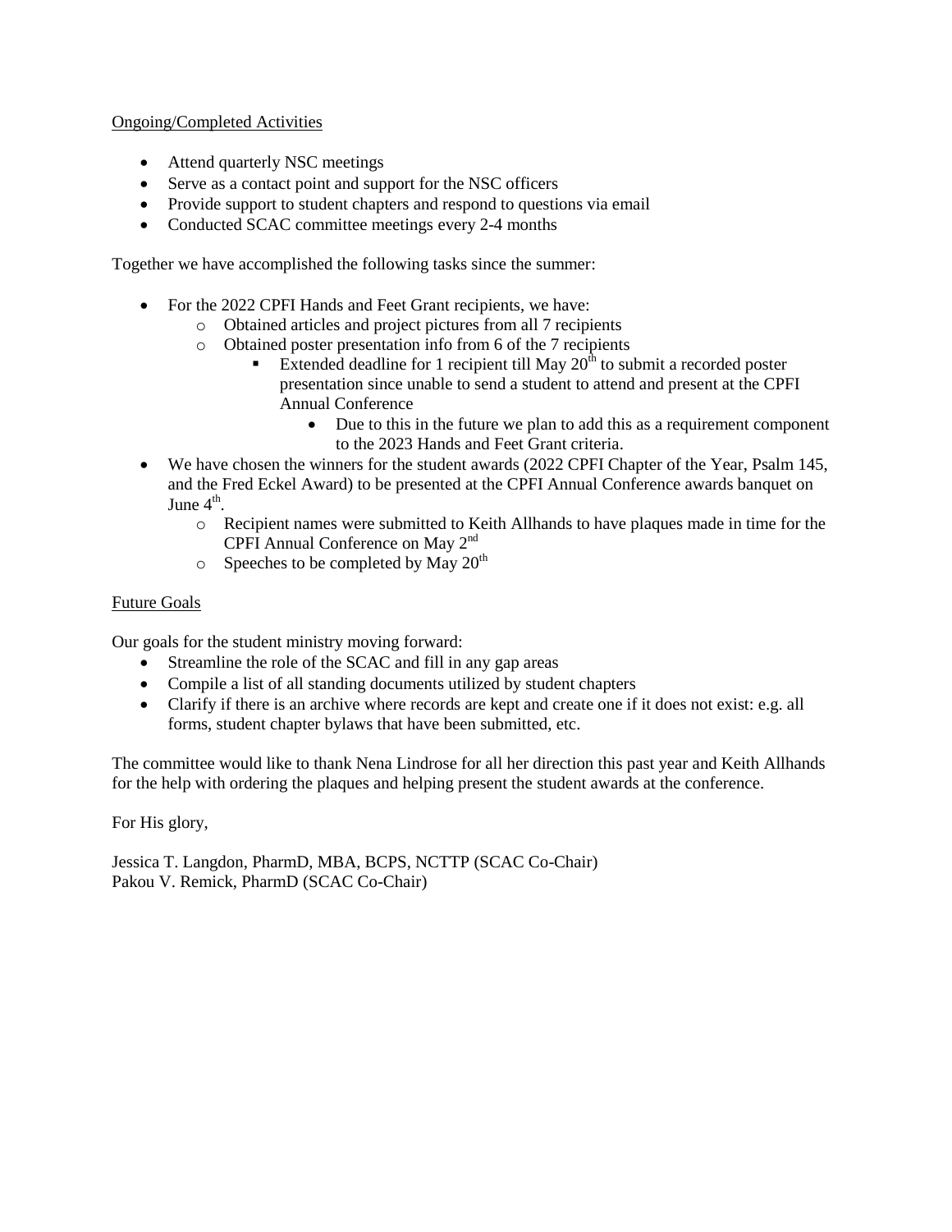Ongoing/Completed Activities

- Attend quarterly NSC meetings
- Serve as a contact point and support for the NSC officers
- Provide support to student chapters and respond to questions via email
- Conducted SCAC committee meetings every 2-4 months

Together we have accomplished the following tasks since the summer:

- For the 2022 CPFI Hands and Feet Grant recipients, we have:
  - Obtained articles and project pictures from all 7 recipients
  - Obtained poster presentation info from 6 of the 7 recipients
    - Extended deadline for 1 recipient till May 20th to submit a recorded poster presentation since unable to send a student to attend and present at the CPFI Annual Conference
      - Due to this in the future we plan to add this as a requirement component to the 2023 Hands and Feet Grant criteria.
- We have chosen the winners for the student awards (2022 CPFI Chapter of the Year, Psalm 145, and the Fred Eckel Award) to be presented at the CPFI Annual Conference awards banquet on June 4th.
  - Recipient names were submitted to Keith Allhands to have plaques made in time for the CPFI Annual Conference on May 2nd
  - Speeches to be completed by May 20th

Future Goals

Our goals for the student ministry moving forward:

- Streamline the role of the SCAC and fill in any gap areas
- Compile a list of all standing documents utilized by student chapters
- Clarify if there is an archive where records are kept and create one if it does not exist: e.g. all forms, student chapter bylaws that have been submitted, etc.

The committee would like to thank Nena Lindrose for all her direction this past year and Keith Allhands for the help with ordering the plaques and helping present the student awards at the conference.

For His glory,

Jessica T. Langdon, PharmD, MBA, BCPS, NCTTP (SCAC Co-Chair)
Pakou V. Remick, PharmD (SCAC Co-Chair)